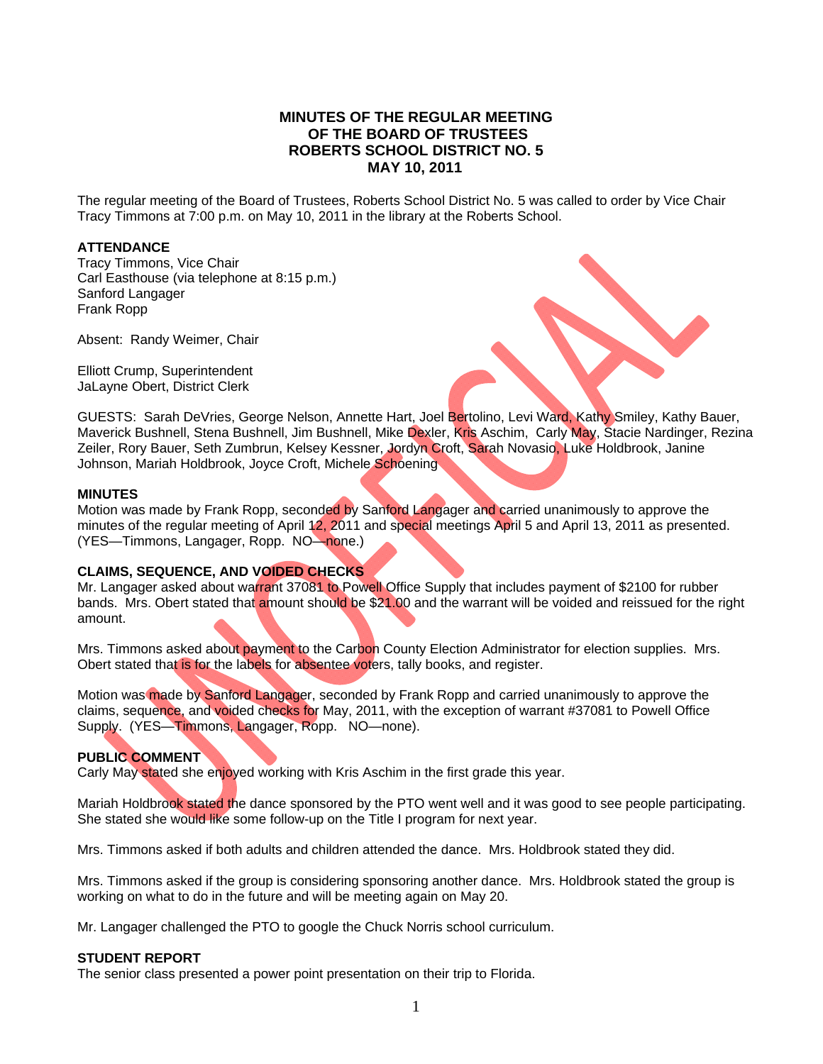# MINUTES OF THE REGULAR MEETING
# OF THE BOARD OF TRUSTEES
# ROBERTS SCHOOL DISTRICT NO. 5
# MAY 10, 2011

The regular meeting of the Board of Trustees, Roberts School District No. 5 was called to order by Vice Chair Tracy Timmons at 7:00 p.m. on May 10, 2011 in the library at the Roberts School.

**ATTENDANCE**

Tracy Timmons, Vice Chair
Carl Easthouse (via telephone at 8:15 p.m.)
Sanford Langager
Frank Ropp

Absent: Randy Weimer, Chair

Elliott Crump, Superintendent
JaLayne Obert, District Clerk

GUESTS: Sarah DeVries, George Nelson, Annette Hart, Joel Bertolino, Levi Ward, Kathy Smiley, Kathy Bauer, Maverick Bushnell, Stena Bushnell, Jim Bushnell, Mike Dexler, Kris Aschim, Carly May, Stacie Nardinger, Rezina Zeiler, Rory Bauer, Seth Zumbrun, Kelsey Kessner, Jordyn Croft, Sarah Novasio, Luke Holdbrook, Janine Johnson, Mariah Holdbrook, Joyce Croft, Michele Schoening

**MINUTES**

Motion was made by Frank Ropp, seconded by Sanford Langager and carried unanimously to approve the minutes of the regular meeting of April 12, 2011 and special meetings April 5 and April 13, 2011 as presented. (YES—Timmons, Langager, Ropp. NO—none.)

**CLAIMS, SEQUENCE, AND VOIDED CHECKS**

Mr. Langager asked about warrant 37081 to Powell Office Supply that includes payment of $2100 for rubber bands. Mrs. Obert stated that amount should be $21.00 and the warrant will be voided and reissued for the right amount.

Mrs. Timmons asked about payment to the Carbon County Election Administrator for election supplies. Mrs. Obert stated that is for the labels for absentee voters, tally books, and register.

Motion was made by Sanford Langager, seconded by Frank Ropp and carried unanimously to approve the claims, sequence, and voided checks for May, 2011, with the exception of warrant #37081 to Powell Office Supply. (YES—Timmons, Langager, Ropp. NO—none).

**PUBLIC COMMENT**

Carly May stated she enjoyed working with Kris Aschim in the first grade this year.

Mariah Holdbrook stated the dance sponsored by the PTO went well and it was good to see people participating. She stated she would like some follow-up on the Title I program for next year.

Mrs. Timmons asked if both adults and children attended the dance. Mrs. Holdbrook stated they did.

Mrs. Timmons asked if the group is considering sponsoring another dance. Mrs. Holdbrook stated the group is working on what to do in the future and will be meeting again on May 20.

Mr. Langager challenged the PTO to google the Chuck Norris school curriculum.

**STUDENT REPORT**

The senior class presented a power point presentation on their trip to Florida.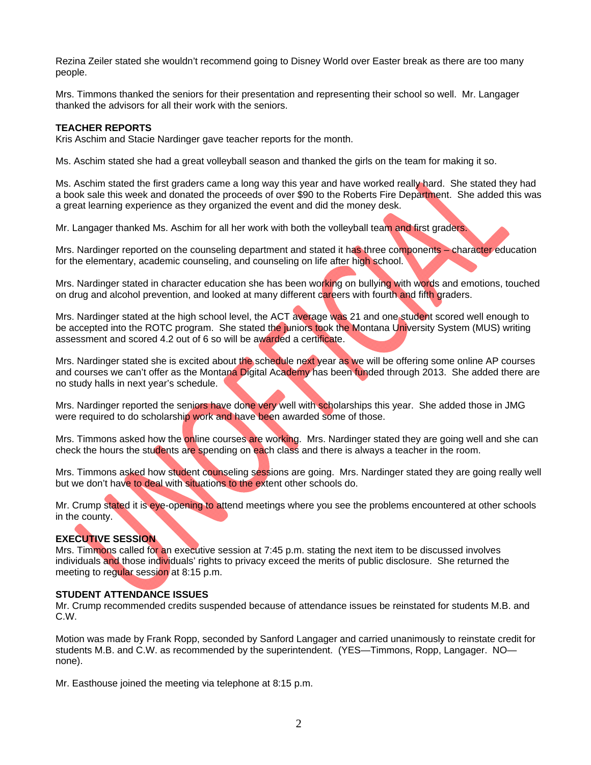Rezina Zeiler stated she wouldn't recommend going to Disney World over Easter break as there are too many people.

Mrs. Timmons thanked the seniors for their presentation and representing their school so well. Mr. Langager thanked the advisors for all their work with the seniors.

**TEACHER REPORTS**
Kris Aschim and Stacie Nardinger gave teacher reports for the month.

Ms. Aschim stated she had a great volleyball season and thanked the girls on the team for making it so.

Ms. Aschim stated the first graders came a long way this year and have worked really hard. She stated they had a book sale this week and donated the proceeds of over $90 to the Roberts Fire Department. She added this was a great learning experience as they organized the event and did the money desk.

Mr. Langager thanked Ms. Aschim for all her work with both the volleyball team and first graders.

Mrs. Nardinger reported on the counseling department and stated it has three components – character education for the elementary, academic counseling, and counseling on life after high school.

Mrs. Nardinger stated in character education she has been working on bullying with words and emotions, touched on drug and alcohol prevention, and looked at many different careers with fourth and fifth graders.

Mrs. Nardinger stated at the high school level, the ACT average was 21 and one student scored well enough to be accepted into the ROTC program. She stated the juniors took the Montana University System (MUS) writing assessment and scored 4.2 out of 6 so will be awarded a certificate.

Mrs. Nardinger stated she is excited about the schedule next year as we will be offering some online AP courses and courses we can't offer as the Montana Digital Academy has been funded through 2013. She added there are no study halls in next year's schedule.

Mrs. Nardinger reported the seniors have done very well with scholarships this year. She added those in JMG were required to do scholarship work and have been awarded some of those.

Mrs. Timmons asked how the online courses are working. Mrs. Nardinger stated they are going well and she can check the hours the students are spending on each class and there is always a teacher in the room.

Mrs. Timmons asked how student counseling sessions are going. Mrs. Nardinger stated they are going really well but we don't have to deal with situations to the extent other schools do.

Mr. Crump stated it is eye-opening to attend meetings where you see the problems encountered at other schools in the county.

**EXECUTIVE SESSION**
Mrs. Timmons called for an executive session at 7:45 p.m. stating the next item to be discussed involves individuals and those individuals' rights to privacy exceed the merits of public disclosure. She returned the meeting to regular session at 8:15 p.m.

**STUDENT ATTENDANCE ISSUES**
Mr. Crump recommended credits suspended because of attendance issues be reinstated for students M.B. and C.W.

Motion was made by Frank Ropp, seconded by Sanford Langager and carried unanimously to reinstate credit for students M.B. and C.W. as recommended by the superintendent. (YES—Timmons, Ropp, Langager. NO—none).

Mr. Easthouse joined the meeting via telephone at 8:15 p.m.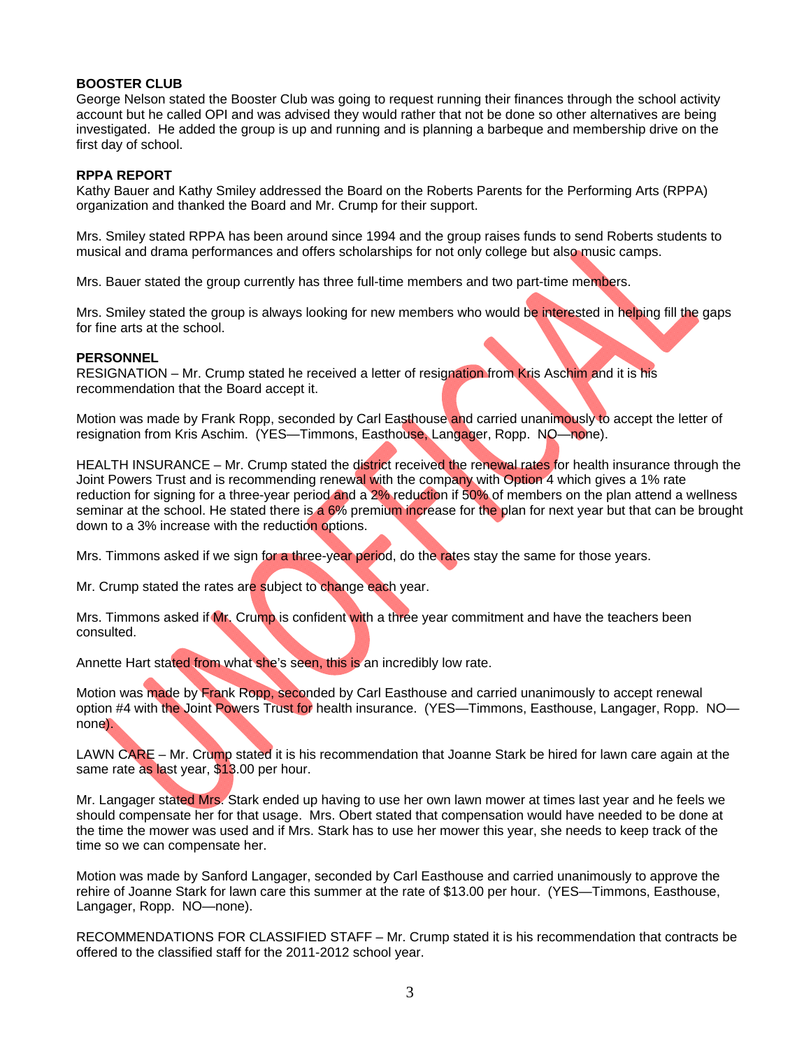**BOOSTER CLUB**
George Nelson stated the Booster Club was going to request running their finances through the school activity account but he called OPI and was advised they would rather that not be done so other alternatives are being investigated. He added the group is up and running and is planning a barbeque and membership drive on the first day of school.

**RPPA REPORT**
Kathy Bauer and Kathy Smiley addressed the Board on the Roberts Parents for the Performing Arts (RPPA) organization and thanked the Board and Mr. Crump for their support.

Mrs. Smiley stated RPPA has been around since 1994 and the group raises funds to send Roberts students to musical and drama performances and offers scholarships for not only college but also music camps.

Mrs. Bauer stated the group currently has three full-time members and two part-time members.

Mrs. Smiley stated the group is always looking for new members who would be interested in helping fill the gaps for fine arts at the school.

**PERSONNEL**
RESIGNATION – Mr. Crump stated he received a letter of resignation from Kris Aschim and it is his recommendation that the Board accept it.

Motion was made by Frank Ropp, seconded by Carl Easthouse and carried unanimously to accept the letter of resignation from Kris Aschim. (YES—Timmons, Easthouse, Langager, Ropp. NO—none).

HEALTH INSURANCE – Mr. Crump stated the district received the renewal rates for health insurance through the Joint Powers Trust and is recommending renewal with the company with Option 4 which gives a 1% rate reduction for signing for a three-year period and a 2% reduction if 50% of members on the plan attend a wellness seminar at the school. He stated there is a 6% premium increase for the plan for next year but that can be brought down to a 3% increase with the reduction options.

Mrs. Timmons asked if we sign for a three-year period, do the rates stay the same for those years.

Mr. Crump stated the rates are subject to change each year.

Mrs. Timmons asked if Mr. Crump is confident with a three year commitment and have the teachers been consulted.

Annette Hart stated from what she's seen, this is an incredibly low rate.

Motion was made by Frank Ropp, seconded by Carl Easthouse and carried unanimously to accept renewal option #4 with the Joint Powers Trust for health insurance. (YES—Timmons, Easthouse, Langager, Ropp. NO—none).

LAWN CARE – Mr. Crump stated it is his recommendation that Joanne Stark be hired for lawn care again at the same rate as last year, $13.00 per hour.

Mr. Langager stated Mrs. Stark ended up having to use her own lawn mower at times last year and he feels we should compensate her for that usage. Mrs. Obert stated that compensation would have needed to be done at the time the mower was used and if Mrs. Stark has to use her mower this year, she needs to keep track of the time so we can compensate her.

Motion was made by Sanford Langager, seconded by Carl Easthouse and carried unanimously to approve the rehire of Joanne Stark for lawn care this summer at the rate of $13.00 per hour. (YES—Timmons, Easthouse, Langager, Ropp. NO—none).

RECOMMENDATIONS FOR CLASSIFIED STAFF – Mr. Crump stated it is his recommendation that contracts be offered to the classified staff for the 2011-2012 school year.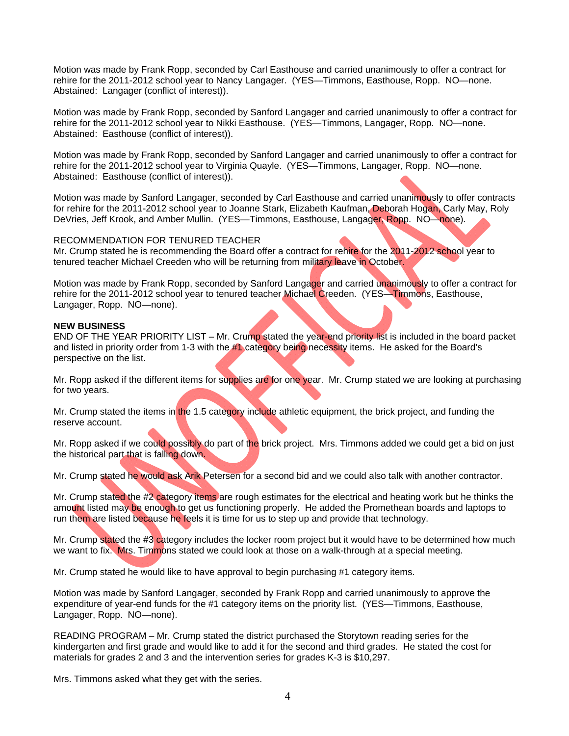Motion was made by Frank Ropp, seconded by Carl Easthouse and carried unanimously to offer a contract for rehire for the 2011-2012 school year to Nancy Langager. (YES—Timmons, Easthouse, Ropp. NO—none. Abstained: Langager (conflict of interest)).

Motion was made by Frank Ropp, seconded by Sanford Langager and carried unanimously to offer a contract for rehire for the 2011-2012 school year to Nikki Easthouse. (YES—Timmons, Langager, Ropp. NO—none. Abstained: Easthouse (conflict of interest)).

Motion was made by Frank Ropp, seconded by Sanford Langager and carried unanimously to offer a contract for rehire for the 2011-2012 school year to Virginia Quayle. (YES—Timmons, Langager, Ropp. NO—none. Abstained: Easthouse (conflict of interest)).

Motion was made by Sanford Langager, seconded by Carl Easthouse and carried unanimously to offer contracts for rehire for the 2011-2012 school year to Joanne Stark, Elizabeth Kaufman, Deborah Hogan, Carly May, Roly DeVries, Jeff Krook, and Amber Mullin. (YES—Timmons, Easthouse, Langager, Ropp. NO—none).

RECOMMENDATION FOR TENURED TEACHER
Mr. Crump stated he is recommending the Board offer a contract for rehire for the 2011-2012 school year to tenured teacher Michael Creeden who will be returning from military leave in October.

Motion was made by Frank Ropp, seconded by Sanford Langager and carried unanimously to offer a contract for rehire for the 2011-2012 school year to tenured teacher Michael Creeden. (YES—Timmons, Easthouse, Langager, Ropp. NO—none).

**NEW BUSINESS**
END OF THE YEAR PRIORITY LIST – Mr. Crump stated the year-end priority list is included in the board packet and listed in priority order from 1-3 with the #1 category being necessity items. He asked for the Board's perspective on the list.

Mr. Ropp asked if the different items for supplies are for one year. Mr. Crump stated we are looking at purchasing for two years.

Mr. Crump stated the items in the 1.5 category include athletic equipment, the brick project, and funding the reserve account.

Mr. Ropp asked if we could possibly do part of the brick project. Mrs. Timmons added we could get a bid on just the historical part that is falling down.

Mr. Crump stated he would ask Arik Petersen for a second bid and we could also talk with another contractor.

Mr. Crump stated the #2 category items are rough estimates for the electrical and heating work but he thinks the amount listed may be enough to get us functioning properly. He added the Promethean boards and laptops to run them are listed because he feels it is time for us to step up and provide that technology.

Mr. Crump stated the #3 category includes the locker room project but it would have to be determined how much we want to fix. Mrs. Timmons stated we could look at those on a walk-through at a special meeting.

Mr. Crump stated he would like to have approval to begin purchasing #1 category items.

Motion was made by Sanford Langager, seconded by Frank Ropp and carried unanimously to approve the expenditure of year-end funds for the #1 category items on the priority list. (YES—Timmons, Easthouse, Langager, Ropp. NO—none).

READING PROGRAM – Mr. Crump stated the district purchased the Storytown reading series for the kindergarten and first grade and would like to add it for the second and third grades. He stated the cost for materials for grades 2 and 3 and the intervention series for grades K-3 is $10,297.

Mrs. Timmons asked what they get with the series.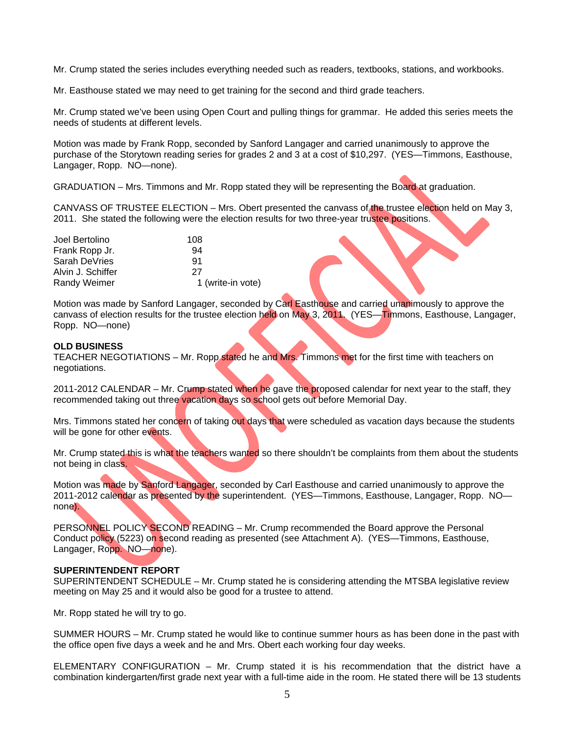Mr. Crump stated the series includes everything needed such as readers, textbooks, stations, and workbooks.

Mr. Easthouse stated we may need to get training for the second and third grade teachers.

Mr. Crump stated we've been using Open Court and pulling things for grammar. He added this series meets the needs of students at different levels.

Motion was made by Frank Ropp, seconded by Sanford Langager and carried unanimously to approve the purchase of the Storytown reading series for grades 2 and 3 at a cost of $10,297. (YES—Timmons, Easthouse, Langager, Ropp. NO—none).

GRADUATION – Mrs. Timmons and Mr. Ropp stated they will be representing the Board at graduation.

CANVASS OF TRUSTEE ELECTION – Mrs. Obert presented the canvass of the trustee election held on May 3, 2011. She stated the following were the election results for two three-year trustee positions.

| | |
|---|---|
| Joel Bertolino | 108 |
| Frank Ropp Jr. | 94 |
| Sarah DeVries | 91 |
| Alvin J. Schiffer | 27 |
| Randy Weimer | 1 (write-in vote) |

Motion was made by Sanford Langager, seconded by Carl Easthouse and carried unanimously to approve the canvass of election results for the trustee election held on May 3, 2011. (YES—Timmons, Easthouse, Langager, Ropp. NO—none)

**OLD BUSINESS**
TEACHER NEGOTIATIONS – Mr. Ropp stated he and Mrs. Timmons met for the first time with teachers on negotiations.

2011-2012 CALENDAR – Mr. Crump stated when he gave the proposed calendar for next year to the staff, they recommended taking out three vacation days so school gets out before Memorial Day.

Mrs. Timmons stated her concern of taking out days that were scheduled as vacation days because the students will be gone for other events.

Mr. Crump stated this is what the teachers wanted so there shouldn't be complaints from them about the students not being in class.

Motion was made by Sanford Langager, seconded by Carl Easthouse and carried unanimously to approve the 2011-2012 calendar as presented by the superintendent. (YES—Timmons, Easthouse, Langager, Ropp. NO—none).

PERSONNEL POLICY SECOND READING – Mr. Crump recommended the Board approve the Personal Conduct policy (5223) on second reading as presented (see Attachment A). (YES—Timmons, Easthouse, Langager, Ropp. NO—none).

**SUPERINTENDENT REPORT**
SUPERINTENDENT SCHEDULE – Mr. Crump stated he is considering attending the MTSBA legislative review meeting on May 25 and it would also be good for a trustee to attend.

Mr. Ropp stated he will try to go.

SUMMER HOURS – Mr. Crump stated he would like to continue summer hours as has been done in the past with the office open five days a week and he and Mrs. Obert each working four day weeks.

ELEMENTARY CONFIGURATION – Mr. Crump stated it is his recommendation that the district have a combination kindergarten/first grade next year with a full-time aide in the room. He stated there will be 13 students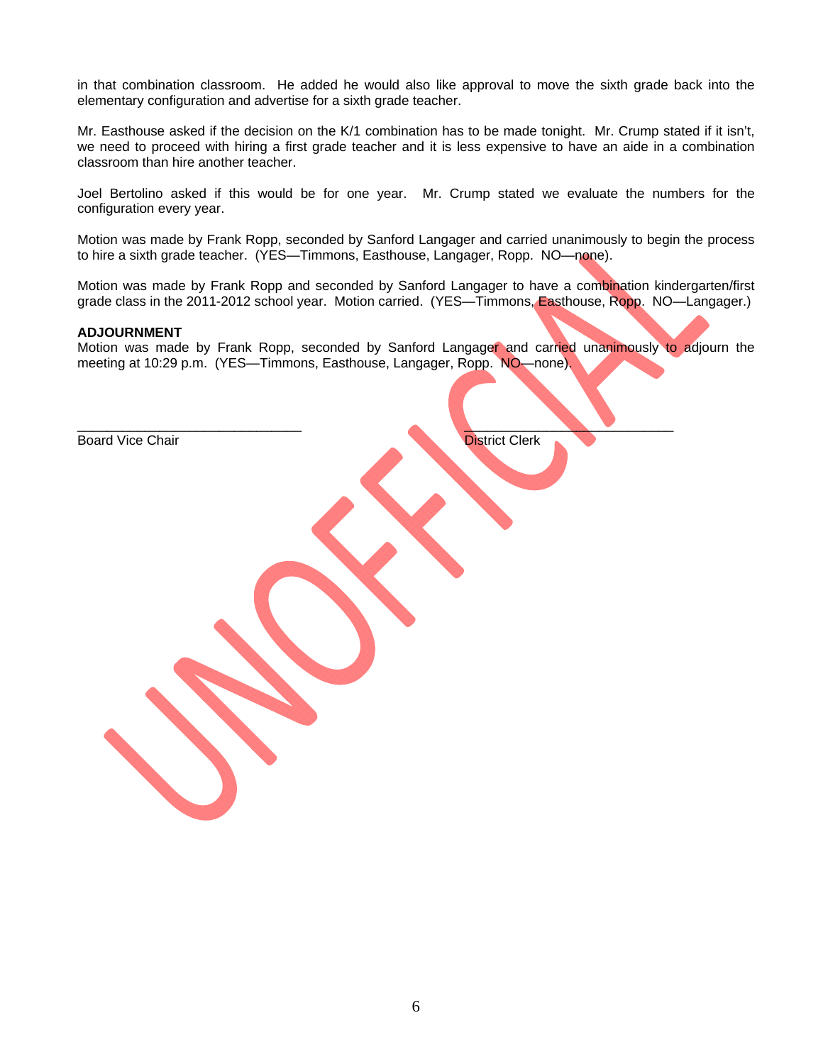in that combination classroom. He added he would also like approval to move the sixth grade back into the elementary configuration and advertise for a sixth grade teacher.

Mr. Easthouse asked if the decision on the K/1 combination has to be made tonight. Mr. Crump stated if it isn't, we need to proceed with hiring a first grade teacher and it is less expensive to have an aide in a combination classroom than hire another teacher.

Joel Bertolino asked if this would be for one year. Mr. Crump stated we evaluate the numbers for the configuration every year.

Motion was made by Frank Ropp, seconded by Sanford Langager and carried unanimously to begin the process to hire a sixth grade teacher. (YES—Timmons, Easthouse, Langager, Ropp. NO—none).

Motion was made by Frank Ropp and seconded by Sanford Langager to have a combination kindergarten/first grade class in the 2011-2012 school year. Motion carried. (YES—Timmons, Easthouse, Ropp. NO—Langager.)

**ADJOURNMENT**

Motion was made by Frank Ropp, seconded by Sanford Langager and carried unanimously to adjourn the meeting at 10:29 p.m. (YES—Timmons, Easthouse, Langager, Ropp. NO—none).

______________________________ ______________________________

Board Vice Chair District Clerk

UNOFFICIAL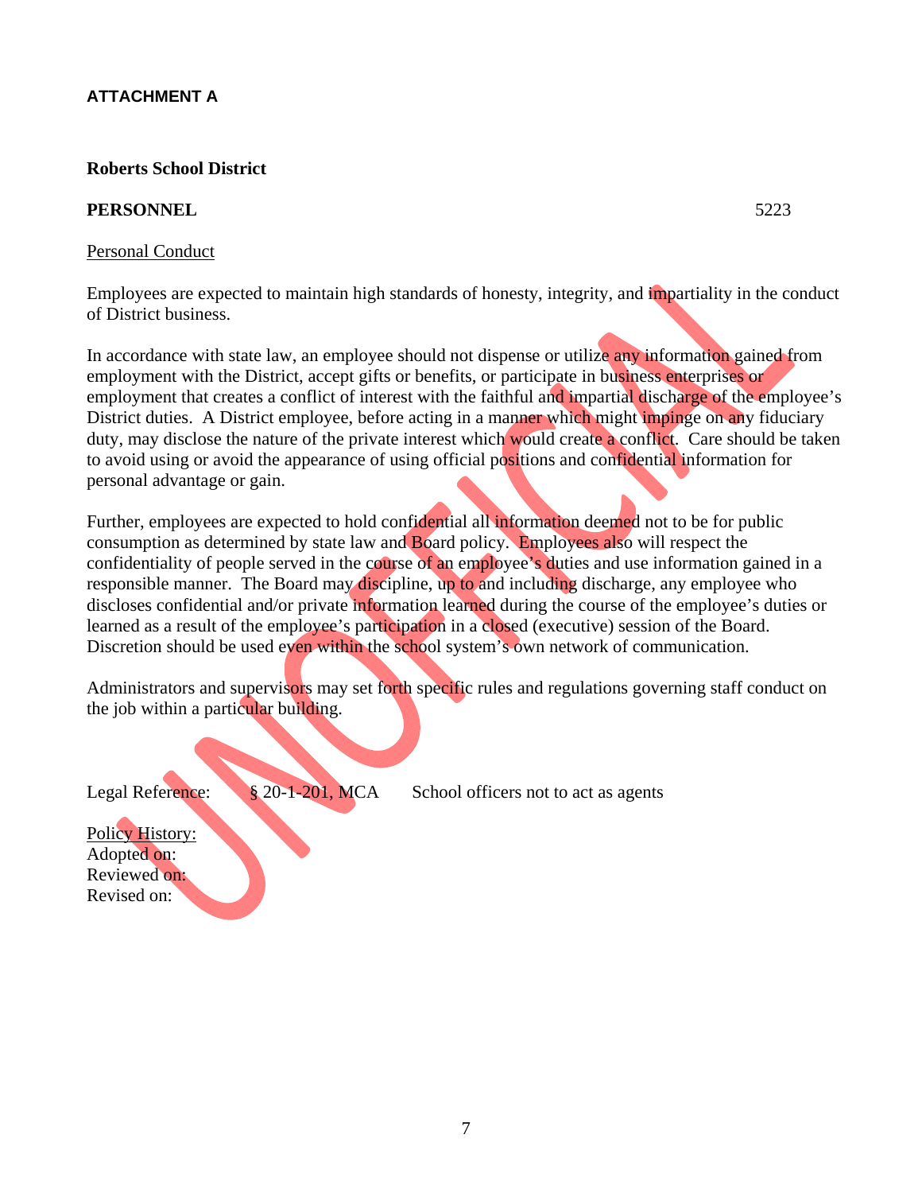**ATTACHMENT A**

**Roberts School District**

**PERSONNEL** 5223

Personal Conduct

Employees are expected to maintain high standards of honesty, integrity, and impartiality in the conduct of District business.

In accordance with state law, an employee should not dispense or utilize any information gained from employment with the District, accept gifts or benefits, or participate in business enterprises or employment that creates a conflict of interest with the faithful and impartial discharge of the employee's District duties. A District employee, before acting in a manner which might impinge on any fiduciary duty, may disclose the nature of the private interest which would create a conflict. Care should be taken to avoid using or avoid the appearance of using official positions and confidential information for personal advantage or gain.

Further, employees are expected to hold confidential all information deemed not to be for public consumption as determined by state law and Board policy. Employees also will respect the confidentiality of people served in the course of an employee's duties and use information gained in a responsible manner. The Board may discipline, up to and including discharge, any employee who discloses confidential and/or private information learned during the course of the employee's duties or learned as a result of the employee's participation in a closed (executive) session of the Board. Discretion should be used even within the school system's own network of communication.

Administrators and supervisors may set forth specific rules and regulations governing staff conduct on the job within a particular building.

Legal Reference: § 20-1-201, MCA School officers not to act as agents

Policy History:
Adopted on:
Reviewed on:
Revised on: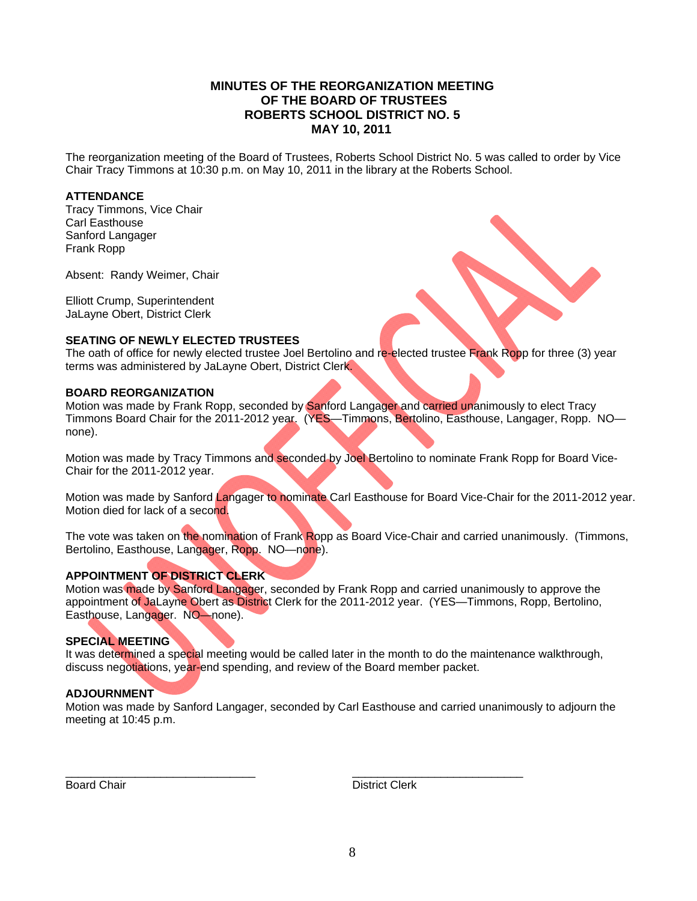# MINUTES OF THE REORGANIZATION MEETING OF THE BOARD OF TRUSTEES ROBERTS SCHOOL DISTRICT NO. 5 MAY 10, 2011

UNOFFICIAL

The reorganization meeting of the Board of Trustees, Roberts School District No. 5 was called to order by Vice Chair Tracy Timmons at 10:30 p.m. on May 10, 2011 in the library at the Roberts School.

**ATTENDANCE**
Tracy Timmons, Vice Chair
Carl Easthouse
Sanford Langager
Frank Ropp

Absent: Randy Weimer, Chair

Elliott Crump, Superintendent
JaLayne Obert, District Clerk

**SEATING OF NEWLY ELECTED TRUSTEES**
The oath of office for newly elected trustee Joel Bertolino and re-elected trustee Frank Ropp for three (3) year terms was administered by JaLayne Obert, District Clerk.

**BOARD REORGANIZATION**
Motion was made by Frank Ropp, seconded by Sanford Langager and carried unanimously to elect Tracy Timmons Board Chair for the 2011-2012 year. (YES—Timmons, Bertolino, Easthouse, Langager, Ropp. NO—none).

Motion was made by Tracy Timmons and seconded by Joel Bertolino to nominate Frank Ropp for Board Vice-Chair for the 2011-2012 year.

Motion was made by Sanford Langager to nominate Carl Easthouse for Board Vice-Chair for the 2011-2012 year. Motion died for lack of a second.

The vote was taken on the nomination of Frank Ropp as Board Vice-Chair and carried unanimously. (Timmons, Bertolino, Easthouse, Langager, Ropp. NO—none).

**APPOINTMENT OF DISTRICT CLERK**
Motion was made by Sanford Langager, seconded by Frank Ropp and carried unanimously to approve the appointment of JaLayne Obert as District Clerk for the 2011-2012 year. (YES—Timmons, Ropp, Bertolino, Easthouse, Langager. NO—none).

**SPECIAL MEETING**
It was determined a special meeting would be called later in the month to do the maintenance walkthrough, discuss negotiations, year-end spending, and review of the Board member packet.

**ADJOURNMENT**
Motion was made by Sanford Langager, seconded by Carl Easthouse and carried unanimously to adjourn the meeting at 10:45 p.m.

_____________________________ Board Chair

_____________________________ District Clerk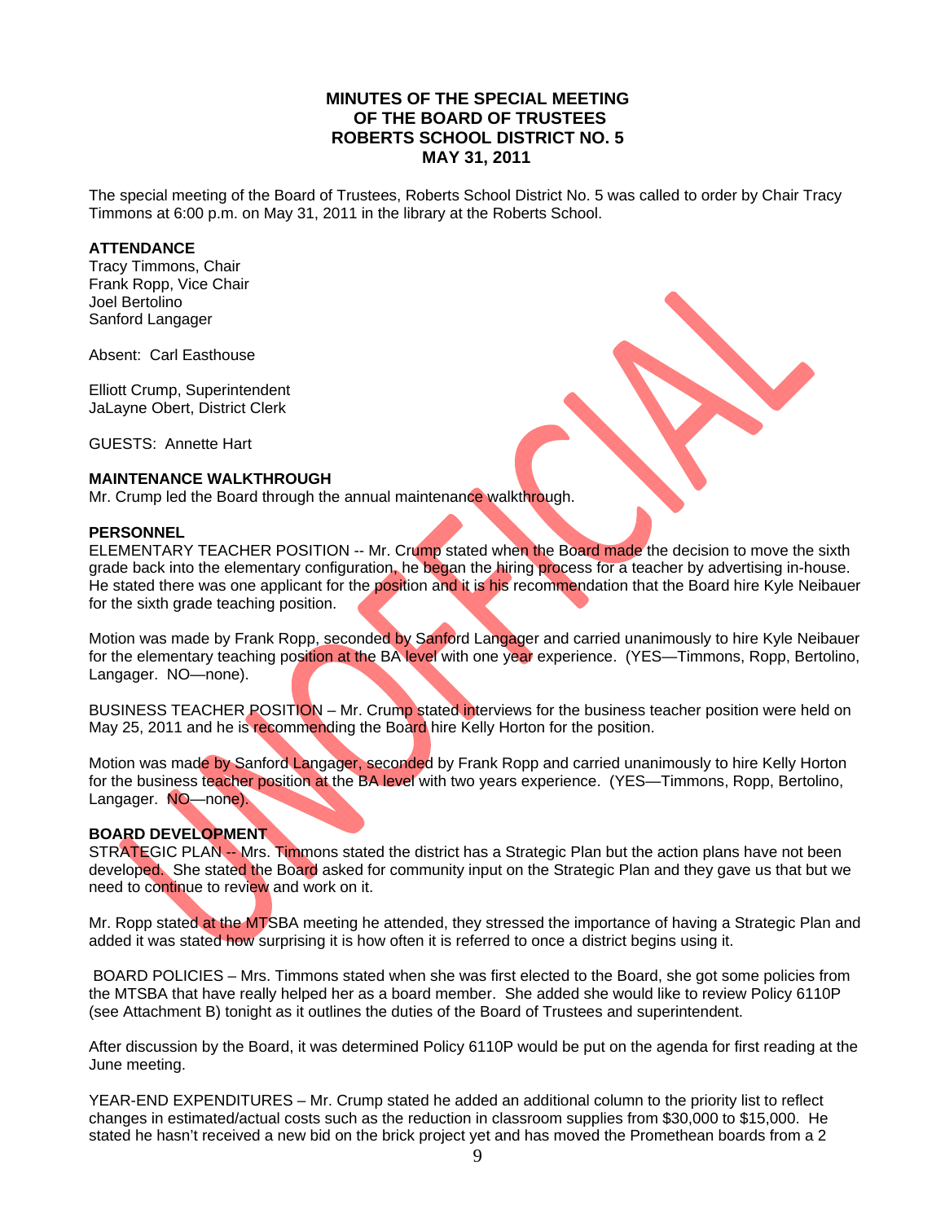**MINUTES OF THE SPECIAL MEETING**
**OF THE BOARD OF TRUSTEES**
**ROBERTS SCHOOL DISTRICT NO. 5**
**MAY 31, 2011**

The special meeting of the Board of Trustees, Roberts School District No. 5 was called to order by Chair Tracy Timmons at 6:00 p.m. on May 31, 2011 in the library at the Roberts School.

**ATTENDANCE**
Tracy Timmons, Chair
Frank Ropp, Vice Chair
Joel Bertolino
Sanford Langager

Absent: Carl Easthouse

Elliott Crump, Superintendent
JaLayne Obert, District Clerk

GUESTS: Annette Hart

**MAINTENANCE WALKTHROUGH**
Mr. Crump led the Board through the annual maintenance walkthrough.

**PERSONNEL**
ELEMENTARY TEACHER POSITION -- Mr. Crump stated when the Board made the decision to move the sixth grade back into the elementary configuration, he began the hiring process for a teacher by advertising in-house. He stated there was one applicant for the position and it is his recommendation that the Board hire Kyle Neibauer for the sixth grade teaching position.

Motion was made by Frank Ropp, seconded by Sanford Langager and carried unanimously to hire Kyle Neibauer for the elementary teaching position at the BA level with one year experience. (YES—Timmons, Ropp, Bertolino, Langager. NO—none).

BUSINESS TEACHER POSITION – Mr. Crump stated interviews for the business teacher position were held on May 25, 2011 and he is recommending the Board hire Kelly Horton for the position.

Motion was made by Sanford Langager, seconded by Frank Ropp and carried unanimously to hire Kelly Horton for the business teacher position at the BA level with two years experience. (YES—Timmons, Ropp, Bertolino, Langager. NO—none).

**BOARD DEVELOPMENT**
STRATEGIC PLAN -- Mrs. Timmons stated the district has a Strategic Plan but the action plans have not been developed. She stated the Board asked for community input on the Strategic Plan and they gave us that but we need to continue to review and work on it.

Mr. Ropp stated at the MTSBA meeting he attended, they stressed the importance of having a Strategic Plan and added it was stated how surprising it is how often it is referred to once a district begins using it.

BOARD POLICIES – Mrs. Timmons stated when she was first elected to the Board, she got some policies from the MTSBA that have really helped her as a board member. She added she would like to review Policy 6110P (see Attachment B) tonight as it outlines the duties of the Board of Trustees and superintendent.

After discussion by the Board, it was determined Policy 6110P would be put on the agenda for first reading at the June meeting.

YEAR-END EXPENDITURES – Mr. Crump stated he added an additional column to the priority list to reflect changes in estimated/actual costs such as the reduction in classroom supplies from $30,000 to $15,000. He stated he hasn't received a new bid on the brick project yet and has moved the Promethean boards from a 2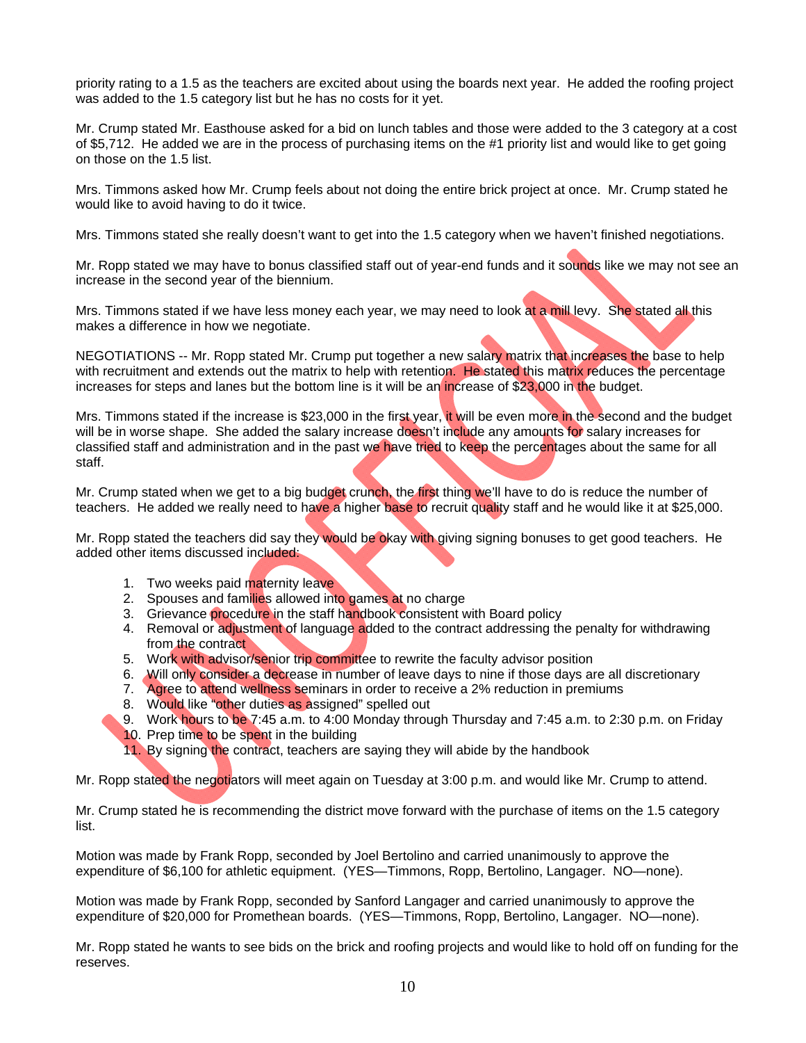priority rating to a 1.5 as the teachers are excited about using the boards next year. He added the roofing project was added to the 1.5 category list but he has no costs for it yet.

Mr. Crump stated Mr. Easthouse asked for a bid on lunch tables and those were added to the 3 category at a cost of $5,712. He added we are in the process of purchasing items on the #1 priority list and would like to get going on those on the 1.5 list.

Mrs. Timmons asked how Mr. Crump feels about not doing the entire brick project at once. Mr. Crump stated he would like to avoid having to do it twice.

Mrs. Timmons stated she really doesn't want to get into the 1.5 category when we haven't finished negotiations.

Mr. Ropp stated we may have to bonus classified staff out of year-end funds and it sounds like we may not see an increase in the second year of the biennium.

Mrs. Timmons stated if we have less money each year, we may need to look at a mill levy. She stated all this makes a difference in how we negotiate.

NEGOTIATIONS -- Mr. Ropp stated Mr. Crump put together a new salary matrix that increases the base to help with recruitment and extends out the matrix to help with retention. He stated this matrix reduces the percentage increases for steps and lanes but the bottom line is it will be an increase of $23,000 in the budget.

Mrs. Timmons stated if the increase is $23,000 in the first year, it will be even more in the second and the budget will be in worse shape. She added the salary increase doesn't include any amounts for salary increases for classified staff and administration and in the past we have tried to keep the percentages about the same for all staff.

Mr. Crump stated when we get to a big budget crunch, the first thing we'll have to do is reduce the number of teachers. He added we really need to have a higher base to recruit quality staff and he would like it at $25,000.

Mr. Ropp stated the teachers did say they would be okay with giving signing bonuses to get good teachers. He added other items discussed included:

1. Two weeks paid maternity leave
2. Spouses and families allowed into games at no charge
3. Grievance procedure in the staff handbook consistent with Board policy
4. Removal or adjustment of language added to the contract addressing the penalty for withdrawing from the contract
5. Work with advisor/senior trip committee to rewrite the faculty advisor position
6. Will only consider a decrease in number of leave days to nine if those days are all discretionary
7. Agree to attend wellness seminars in order to receive a 2% reduction in premiums
8. Would like "other duties as assigned" spelled out
9. Work hours to be 7:45 a.m. to 4:00 Monday through Thursday and 7:45 a.m. to 2:30 p.m. on Friday
10. Prep time to be spent in the building
11. By signing the contract, teachers are saying they will abide by the handbook

Mr. Ropp stated the negotiators will meet again on Tuesday at 3:00 p.m. and would like Mr. Crump to attend.

Mr. Crump stated he is recommending the district move forward with the purchase of items on the 1.5 category list.

Motion was made by Frank Ropp, seconded by Joel Bertolino and carried unanimously to approve the expenditure of $6,100 for athletic equipment. (YES—Timmons, Ropp, Bertolino, Langager. NO—none).

Motion was made by Frank Ropp, seconded by Sanford Langager and carried unanimously to approve the expenditure of $20,000 for Promethean boards. (YES—Timmons, Ropp, Bertolino, Langager. NO—none).

Mr. Ropp stated he wants to see bids on the brick and roofing projects and would like to hold off on funding for the reserves.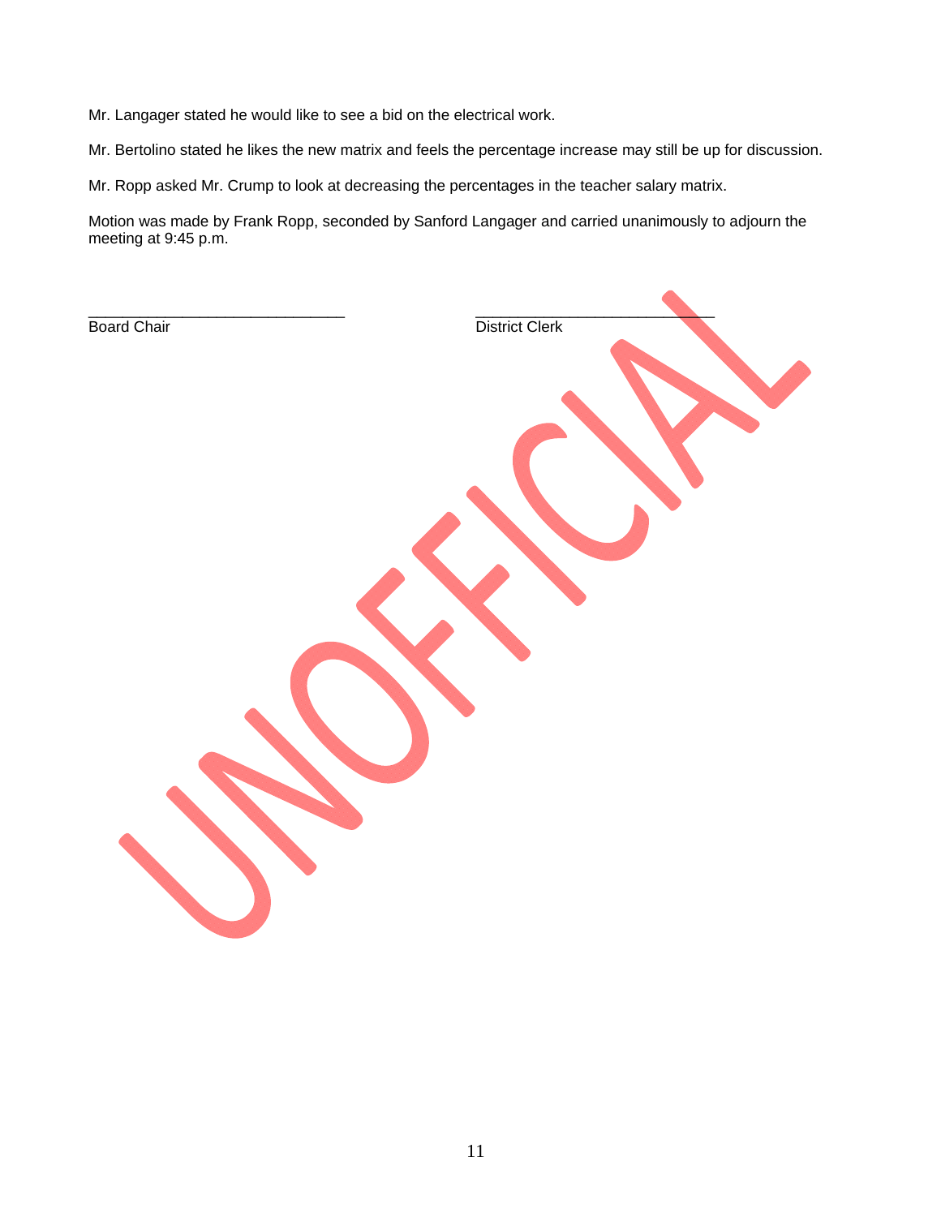Mr. Langager stated he would like to see a bid on the electrical work.

Mr. Bertolino stated he likes the new matrix and feels the percentage increase may still be up for discussion.

Mr. Ropp asked Mr. Crump to look at decreasing the percentages in the teacher salary matrix.

Motion was made by Frank Ropp, seconded by Sanford Langager and carried unanimously to adjourn the meeting at 9:45 p.m.

______________________________ ______________________________
Board Chair District Clerk

UNOFFICIAL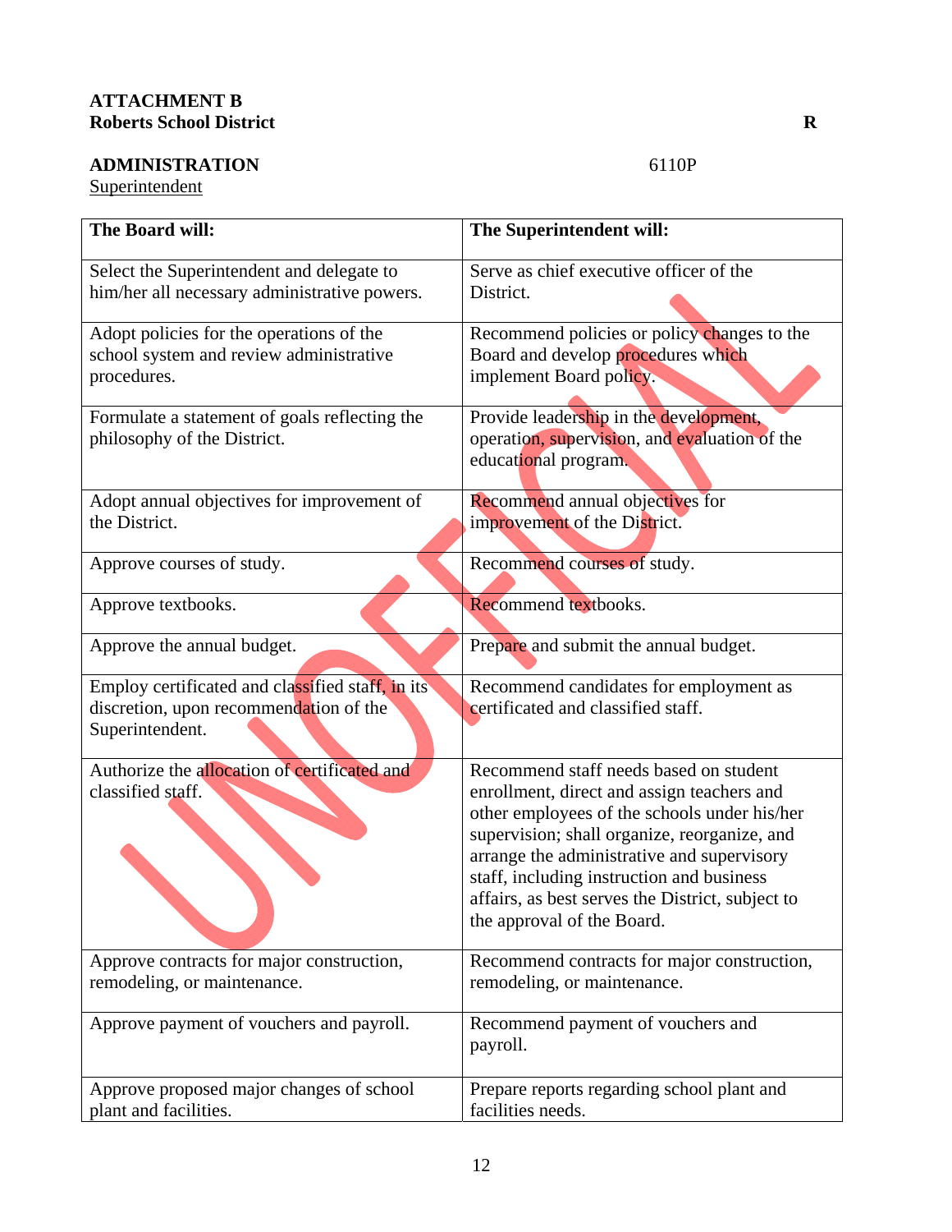**ATTACHMENT B**
**Roberts School District** **R**

**ADMINISTRATION** 6110P

Superintendent

| **The Board will:** | **The Superintendent will:** |
|---|---|
| Select the Superintendent and delegate to him/her all necessary administrative powers. | Serve as chief executive officer of the District. |
| Adopt policies for the operations of the school system and review administrative procedures. | Recommend policies or policy changes to the Board and develop procedures which implement Board policy. |
| Formulate a statement of goals reflecting the philosophy of the District. | Provide leadership in the development, operation, supervision, and evaluation of the educational program. |
| Adopt annual objectives for improvement of the District. | Recommend annual objectives for improvement of the District. |
| Approve courses of study. | Recommend courses of study. |
| Approve textbooks. | Recommend textbooks. |
| Approve the annual budget. | Prepare and submit the annual budget. |
| Employ certificated and classified staff, in its discretion, upon recommendation of the Superintendent. | Recommend candidates for employment as certificated and classified staff. |
| Authorize the allocation of certificated and classified staff. | Recommend staff needs based on student enrollment, direct and assign teachers and other employees of the schools under his/her supervision; shall organize, reorganize, and arrange the administrative and supervisory staff, including instruction and business affairs, as best serves the District, subject to the approval of the Board. |
| Approve contracts for major construction, remodeling, or maintenance. | Recommend contracts for major construction, remodeling, or maintenance. |
| Approve payment of vouchers and payroll. | Recommend payment of vouchers and payroll. |
| Approve proposed major changes of school plant and facilities. | Prepare reports regarding school plant and facilities needs. |